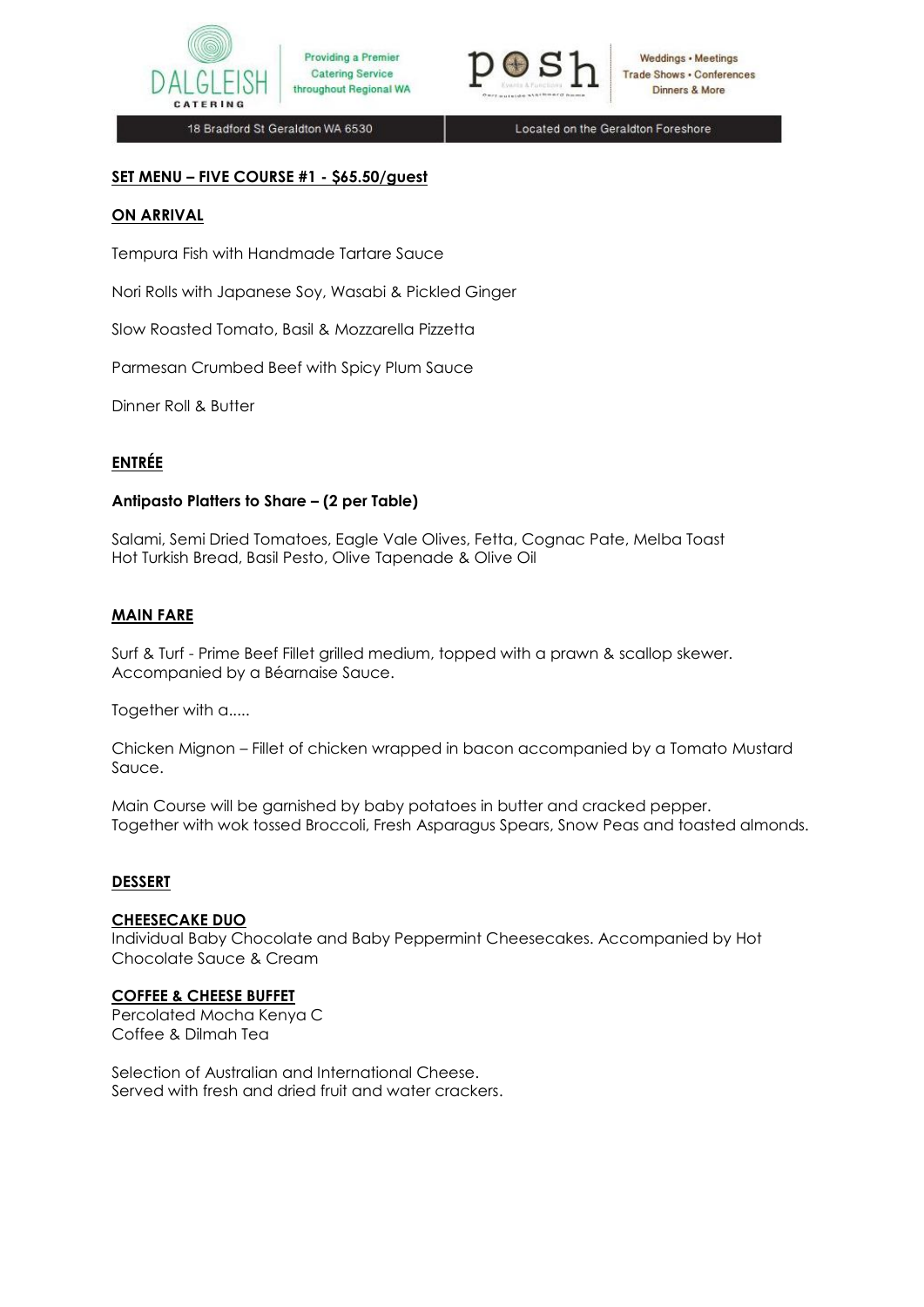Dalgleish Catering — Providing a Premier Catering Service throughout Regional WA

posh — Weddings • Meetings • Trade Shows • Conferences • Dinners & More

18 Bradford St Geraldton WA 6530 | Located on the Geraldton Foreshore

## SET MENU – FIVE COURSE #1 - $65.50/guest

### ON ARRIVAL

Tempura Fish with Handmade Tartare Sauce

Nori Rolls with Japanese Soy, Wasabi & Pickled Ginger

Slow Roasted Tomato, Basil & Mozzarella Pizzetta

Parmesan Crumbed Beef with Spicy Plum Sauce

Dinner Roll & Butter

### ENTRÉE

**Antipasto Platters to Share – (2 per Table)**

Salami, Semi Dried Tomatoes, Eagle Vale Olives, Fetta, Cognac Pate, Melba Toast
Hot Turkish Bread, Basil Pesto, Olive Tapenade & Olive Oil

### MAIN FARE

Surf & Turf - Prime Beef Fillet grilled medium, topped with a prawn & scallop skewer. Accompanied by a Béarnaise Sauce.

Together with a.....

Chicken Mignon – Fillet of chicken wrapped in bacon accompanied by a Tomato Mustard Sauce.

Main Course will be garnished by baby potatoes in butter and cracked pepper.
Together with wok tossed Broccoli, Fresh Asparagus Spears, Snow Peas and toasted almonds.

### DESSERT

**CHEESECAKE DUO**
Individual Baby Chocolate and Baby Peppermint Cheesecakes. Accompanied by Hot Chocolate Sauce & Cream

**COFFEE & CHEESE BUFFET**
Percolated Mocha Kenya C
Coffee & Dilmah Tea

Selection of Australian and International Cheese.
Served with fresh and dried fruit and water crackers.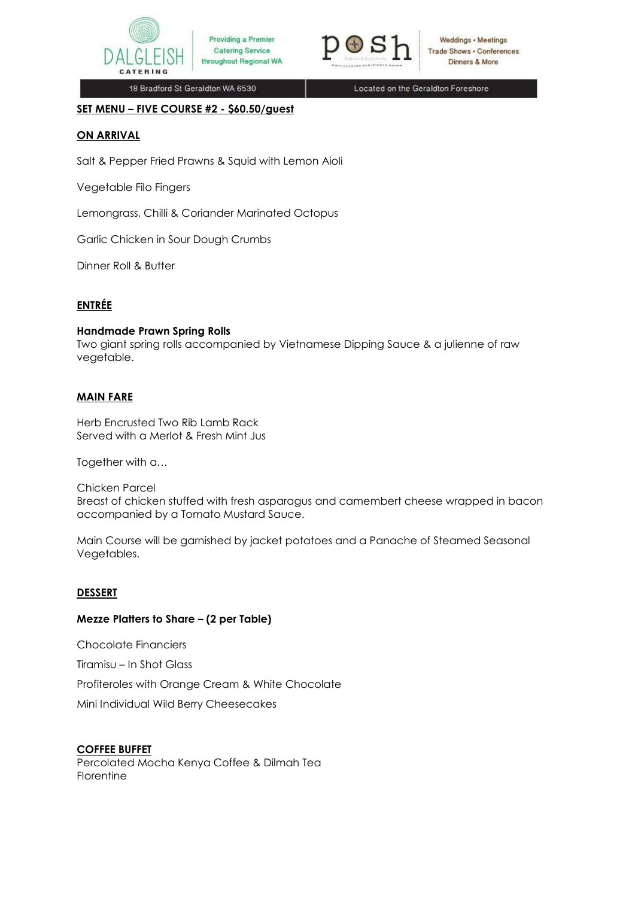## SET MENU – FIVE COURSE #2 - $60.50/guest

### ON ARRIVAL

Salt & Pepper Fried Prawns & Squid with Lemon Aioli

Vegetable Filo Fingers

Lemongrass, Chilli & Coriander Marinated Octopus

Garlic Chicken in Sour Dough Crumbs

Dinner Roll & Butter

### ENTRÉE

**Handmade Prawn Spring Rolls**
Two giant spring rolls accompanied by Vietnamese Dipping Sauce & a julienne of raw vegetable.

### MAIN FARE

Herb Encrusted Two Rib Lamb Rack
Served with a Merlot & Fresh Mint Jus

Together with a…

Chicken Parcel
Breast of chicken stuffed with fresh asparagus and camembert cheese wrapped in bacon accompanied by a Tomato Mustard Sauce.

Main Course will be garnished by jacket potatoes and a Panache of Steamed Seasonal Vegetables.

### DESSERT

**Mezze Platters to Share – (2 per Table)**

Chocolate Financiers

Tiramisu – In Shot Glass

Profiteroles with Orange Cream & White Chocolate

Mini Individual Wild Berry Cheesecakes

### COFFEE BUFFET

Percolated Mocha Kenya Coffee & Dilmah Tea
Florentine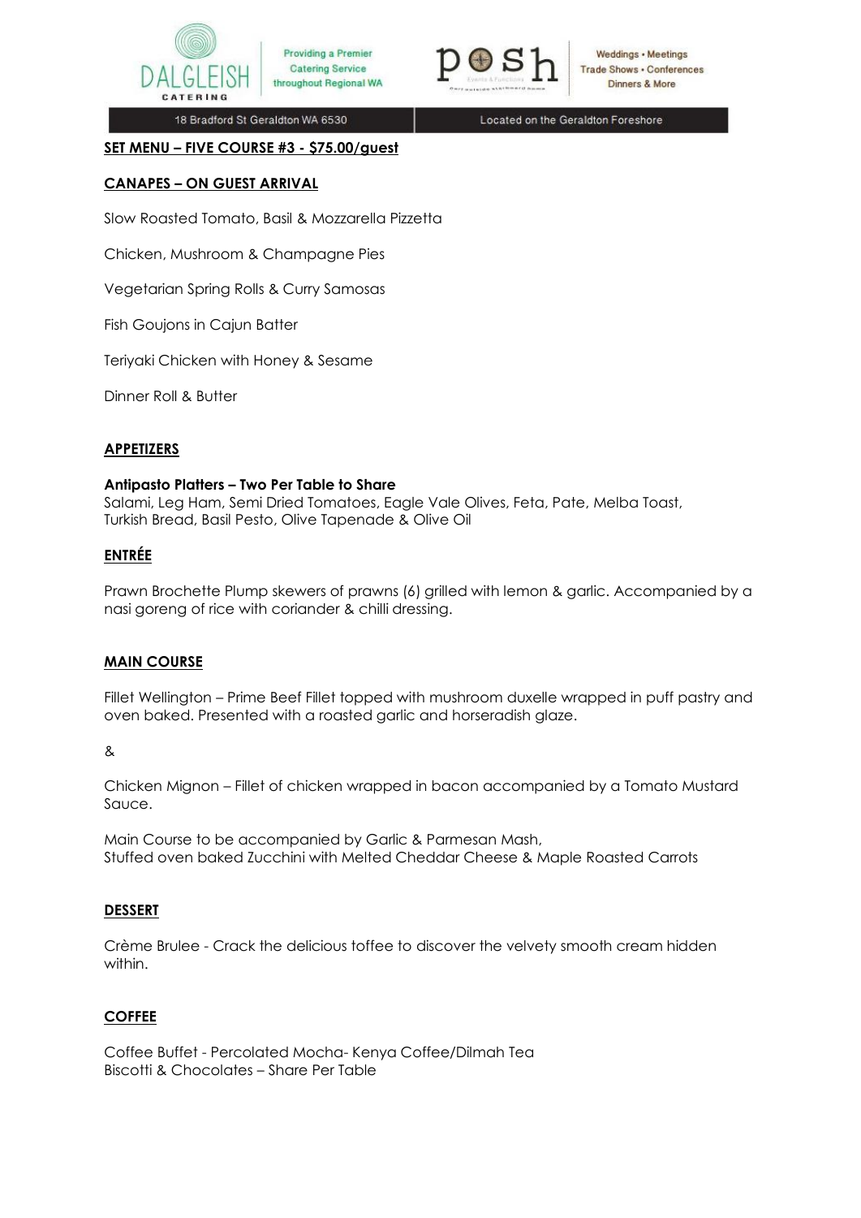DALGLEISH CATERING — Providing a Premier Catering Service throughout Regional WA

posh — Weddings • Meetings, Trade Shows • Conferences, Dinners & More

18 Bradford St Geraldton WA 6530 | Located on the Geraldton Foreshore

## SET MENU – FIVE COURSE #3 - $75.00/guest

### CANAPES – ON GUEST ARRIVAL

Slow Roasted Tomato, Basil & Mozzarella Pizzetta

Chicken, Mushroom & Champagne Pies

Vegetarian Spring Rolls & Curry Samosas

Fish Goujons in Cajun Batter

Teriyaki Chicken with Honey & Sesame

Dinner Roll & Butter

### APPETIZERS

**Antipasto Platters – Two Per Table to Share**
Salami, Leg Ham, Semi Dried Tomatoes, Eagle Vale Olives, Feta, Pate, Melba Toast, Turkish Bread, Basil Pesto, Olive Tapenade & Olive Oil

### ENTRÉE

Prawn Brochette Plump skewers of prawns (6) grilled with lemon & garlic. Accompanied by a nasi goreng of rice with coriander & chilli dressing.

### MAIN COURSE

Fillet Wellington – Prime Beef Fillet topped with mushroom duxelle wrapped in puff pastry and oven baked. Presented with a roasted garlic and horseradish glaze.

&

Chicken Mignon – Fillet of chicken wrapped in bacon accompanied by a Tomato Mustard Sauce.

Main Course to be accompanied by Garlic & Parmesan Mash,
Stuffed oven baked Zucchini with Melted Cheddar Cheese & Maple Roasted Carrots

### DESSERT

Crème Brulee - Crack the delicious toffee to discover the velvety smooth cream hidden within.

### COFFEE

Coffee Buffet - Percolated Mocha- Kenya Coffee/Dilmah Tea
Biscotti & Chocolates – Share Per Table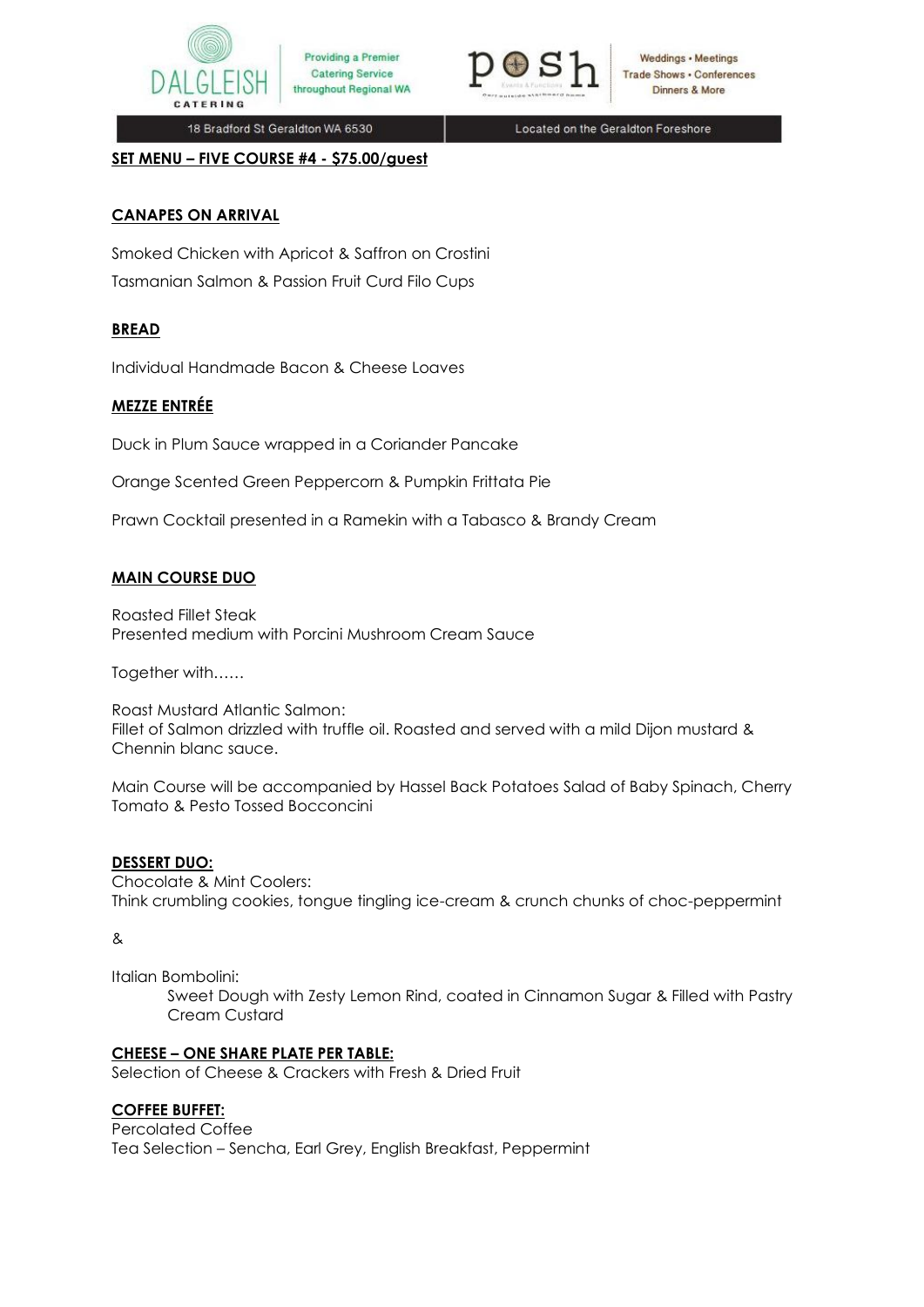**SET MENU – FIVE COURSE #4 - $75.00/guest**

**CANAPES ON ARRIVAL**

Smoked Chicken with Apricot & Saffron on Crostini

Tasmanian Salmon & Passion Fruit Curd Filo Cups

**BREAD**

Individual Handmade Bacon & Cheese Loaves

**MEZZE ENTRÉE**

Duck in Plum Sauce wrapped in a Coriander Pancake

Orange Scented Green Peppercorn & Pumpkin Frittata Pie

Prawn Cocktail presented in a Ramekin with a Tabasco & Brandy Cream

**MAIN COURSE DUO**

Roasted Fillet Steak
Presented medium with Porcini Mushroom Cream Sauce

Together with……

Roast Mustard Atlantic Salmon:
Fillet of Salmon drizzled with truffle oil. Roasted and served with a mild Dijon mustard & Chennin blanc sauce.

Main Course will be accompanied by Hassel Back Potatoes Salad of Baby Spinach, Cherry Tomato & Pesto Tossed Bocconcini

**DESSERT DUO:**
Chocolate & Mint Coolers:
Think crumbling cookies, tongue tingling ice-cream & crunch chunks of choc-peppermint

&

Italian Bombolini:
Sweet Dough with Zesty Lemon Rind, coated in Cinnamon Sugar & Filled with Pastry Cream Custard

**CHEESE – ONE SHARE PLATE PER TABLE:**
Selection of Cheese & Crackers with Fresh & Dried Fruit

**COFFEE BUFFET:**
Percolated Coffee
Tea Selection – Sencha, Earl Grey, English Breakfast, Peppermint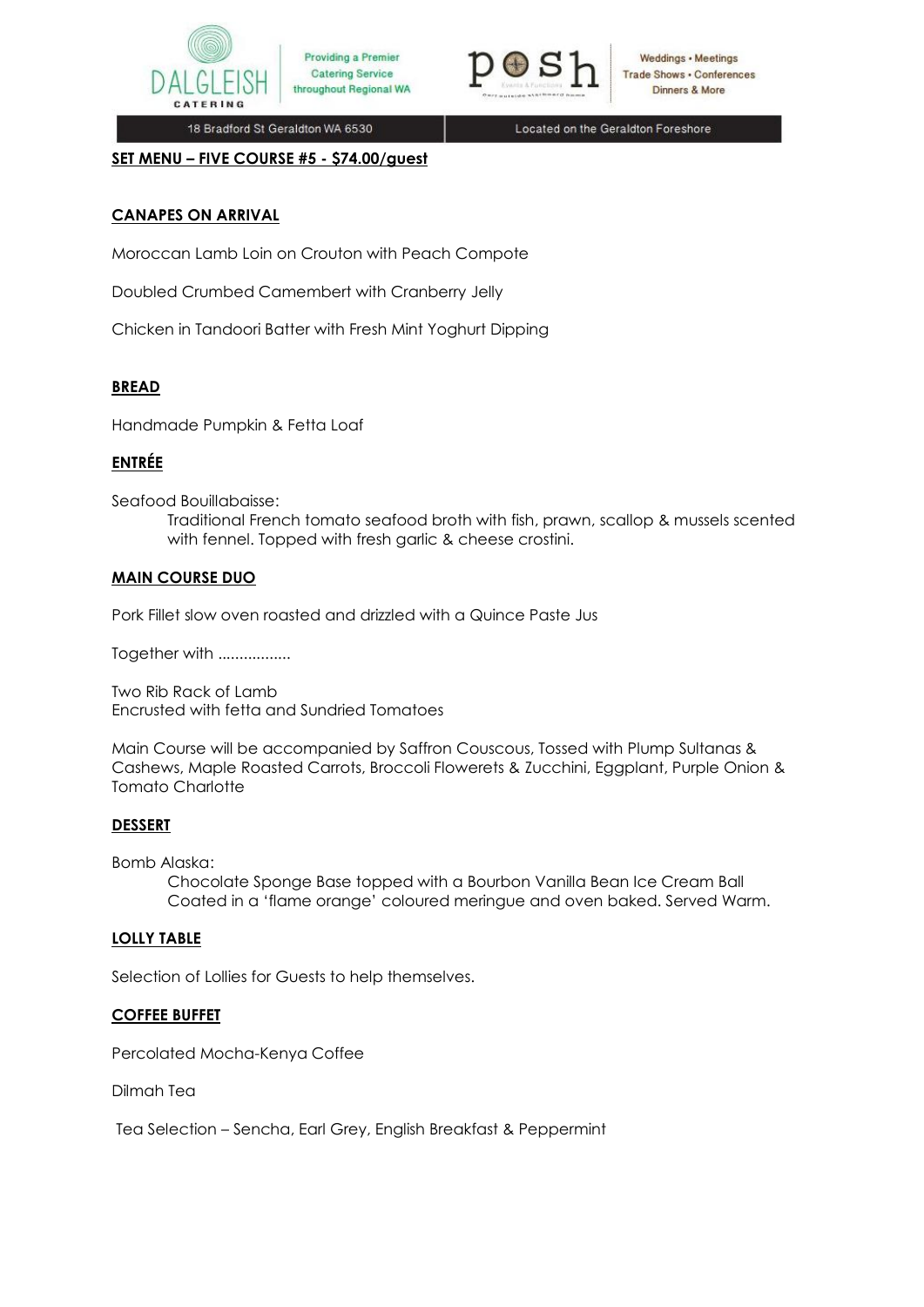## SET MENU – FIVE COURSE #5 - $74.00/guest

### CANAPES ON ARRIVAL

Moroccan Lamb Loin on Crouton with Peach Compote

Doubled Crumbed Camembert with Cranberry Jelly

Chicken in Tandoori Batter with Fresh Mint Yoghurt Dipping

### BREAD

Handmade Pumpkin & Fetta Loaf

### ENTRÉE

Seafood Bouillabaisse:

> Traditional French tomato seafood broth with fish, prawn, scallop & mussels scented with fennel. Topped with fresh garlic & cheese crostini.

### MAIN COURSE DUO

Pork Fillet slow oven roasted and drizzled with a Quince Paste Jus

Together with .................

Two Rib Rack of Lamb
Encrusted with fetta and Sundried Tomatoes

Main Course will be accompanied by Saffron Couscous, Tossed with Plump Sultanas & Cashews, Maple Roasted Carrots, Broccoli Flowerets & Zucchini, Eggplant, Purple Onion & Tomato Charlotte

### DESSERT

Bomb Alaska:

> Chocolate Sponge Base topped with a Bourbon Vanilla Bean Ice Cream Ball Coated in a 'flame orange' coloured meringue and oven baked. Served Warm.

### LOLLY TABLE

Selection of Lollies for Guests to help themselves.

### COFFEE BUFFET

Percolated Mocha-Kenya Coffee

Dilmah Tea

Tea Selection – Sencha, Earl Grey, English Breakfast & Peppermint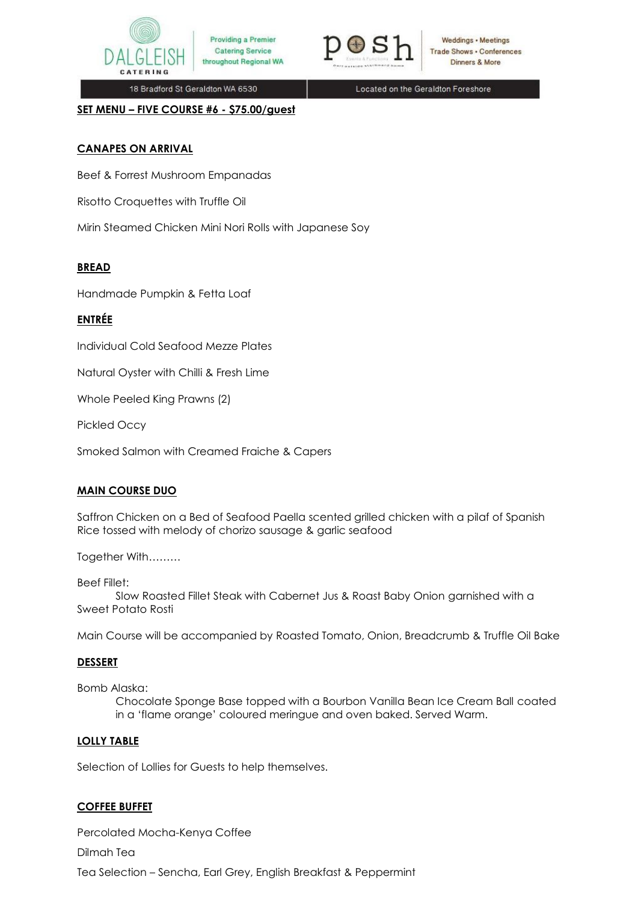**SET MENU – FIVE COURSE #6 - $75.00/guest**

**CANAPES ON ARRIVAL**

Beef & Forrest Mushroom Empanadas

Risotto Croquettes with Truffle Oil

Mirin Steamed Chicken Mini Nori Rolls with Japanese Soy

**BREAD**

Handmade Pumpkin & Fetta Loaf

**ENTRÉE**

Individual Cold Seafood Mezze Plates

Natural Oyster with Chilli & Fresh Lime

Whole Peeled King Prawns (2)

Pickled Occy

Smoked Salmon with Creamed Fraiche & Capers

**MAIN COURSE DUO**

Saffron Chicken on a Bed of Seafood Paella scented grilled chicken with a pilaf of Spanish Rice tossed with melody of chorizo sausage & garlic seafood

Together With………

Beef Fillet:
Slow Roasted Fillet Steak with Cabernet Jus & Roast Baby Onion garnished with a Sweet Potato Rosti

Main Course will be accompanied by Roasted Tomato, Onion, Breadcrumb & Truffle Oil Bake

**DESSERT**

Bomb Alaska:
Chocolate Sponge Base topped with a Bourbon Vanilla Bean Ice Cream Ball coated in a 'flame orange' coloured meringue and oven baked. Served Warm.

**LOLLY TABLE**

Selection of Lollies for Guests to help themselves.

**COFFEE BUFFET**

Percolated Mocha-Kenya Coffee

Dilmah Tea

Tea Selection – Sencha, Earl Grey, English Breakfast & Peppermint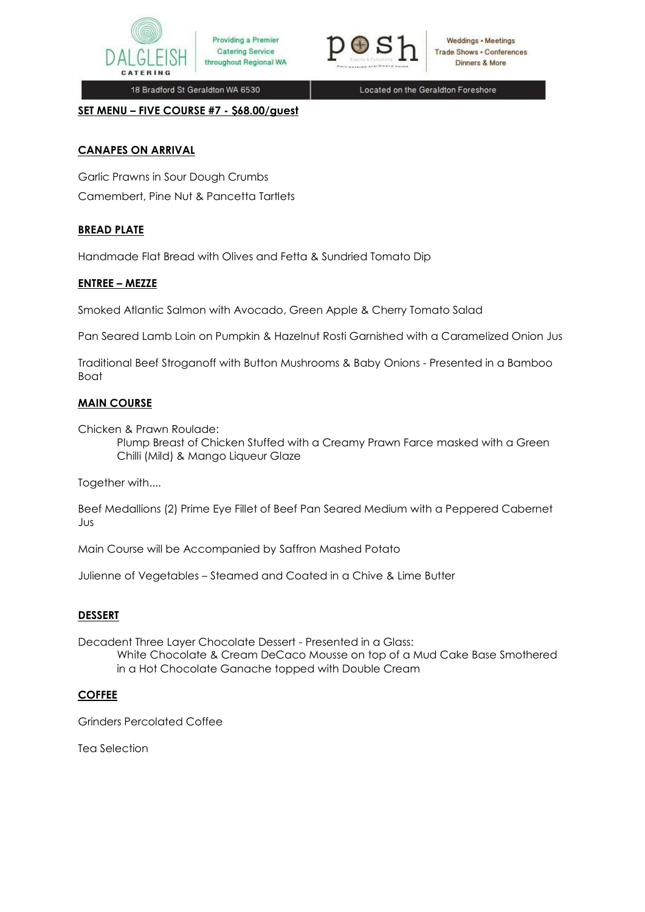## SET MENU – FIVE COURSE #7 - $68.00/guest

### CANAPES ON ARRIVAL

Garlic Prawns in Sour Dough Crumbs

Camembert, Pine Nut & Pancetta Tartlets

### BREAD PLATE

Handmade Flat Bread with Olives and Fetta & Sundried Tomato Dip

### ENTREE – MEZZE

Smoked Atlantic Salmon with Avocado, Green Apple & Cherry Tomato Salad

Pan Seared Lamb Loin on Pumpkin & Hazelnut Rosti Garnished with a Caramelized Onion Jus

Traditional Beef Stroganoff with Button Mushrooms & Baby Onions - Presented in a Bamboo Boat

### MAIN COURSE

Chicken & Prawn Roulade:

> Plump Breast of Chicken Stuffed with a Creamy Prawn Farce masked with a Green Chilli (Mild) & Mango Liqueur Glaze

Together with....

Beef Medallions (2) Prime Eye Fillet of Beef Pan Seared Medium with a Peppered Cabernet Jus

Main Course will be Accompanied by Saffron Mashed Potato

Julienne of Vegetables – Steamed and Coated in a Chive & Lime Butter

### DESSERT

Decadent Three Layer Chocolate Dessert - Presented in a Glass:

> White Chocolate & Cream DeCaco Mousse on top of a Mud Cake Base Smothered in a Hot Chocolate Ganache topped with Double Cream

### COFFEE

Grinders Percolated Coffee

Tea Selection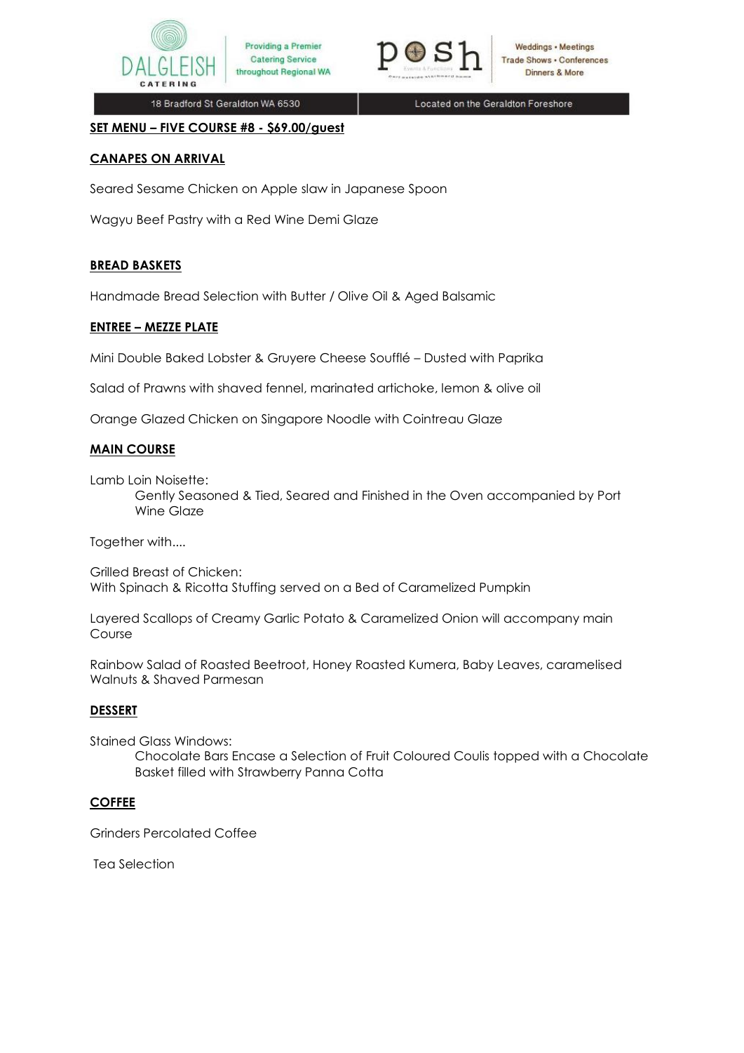## SET MENU – FIVE COURSE #8 - $69.00/guest

### CANAPES ON ARRIVAL

Seared Sesame Chicken on Apple slaw in Japanese Spoon

Wagyu Beef Pastry with a Red Wine Demi Glaze

### BREAD BASKETS

Handmade Bread Selection with Butter / Olive Oil & Aged Balsamic

### ENTREE – MEZZE PLATE

Mini Double Baked Lobster & Gruyere Cheese Soufflé – Dusted with Paprika

Salad of Prawns with shaved fennel, marinated artichoke, lemon & olive oil

Orange Glazed Chicken on Singapore Noodle with Cointreau Glaze

### MAIN COURSE

Lamb Loin Noisette:
> Gently Seasoned & Tied, Seared and Finished in the Oven accompanied by Port Wine Glaze

Together with....

Grilled Breast of Chicken:
With Spinach & Ricotta Stuffing served on a Bed of Caramelized Pumpkin

Layered Scallops of Creamy Garlic Potato & Caramelized Onion will accompany main Course

Rainbow Salad of Roasted Beetroot, Honey Roasted Kumera, Baby Leaves, caramelised Walnuts & Shaved Parmesan

### DESSERT

Stained Glass Windows:
> Chocolate Bars Encase a Selection of Fruit Coloured Coulis topped with a Chocolate Basket filled with Strawberry Panna Cotta

### COFFEE

Grinders Percolated Coffee

Tea Selection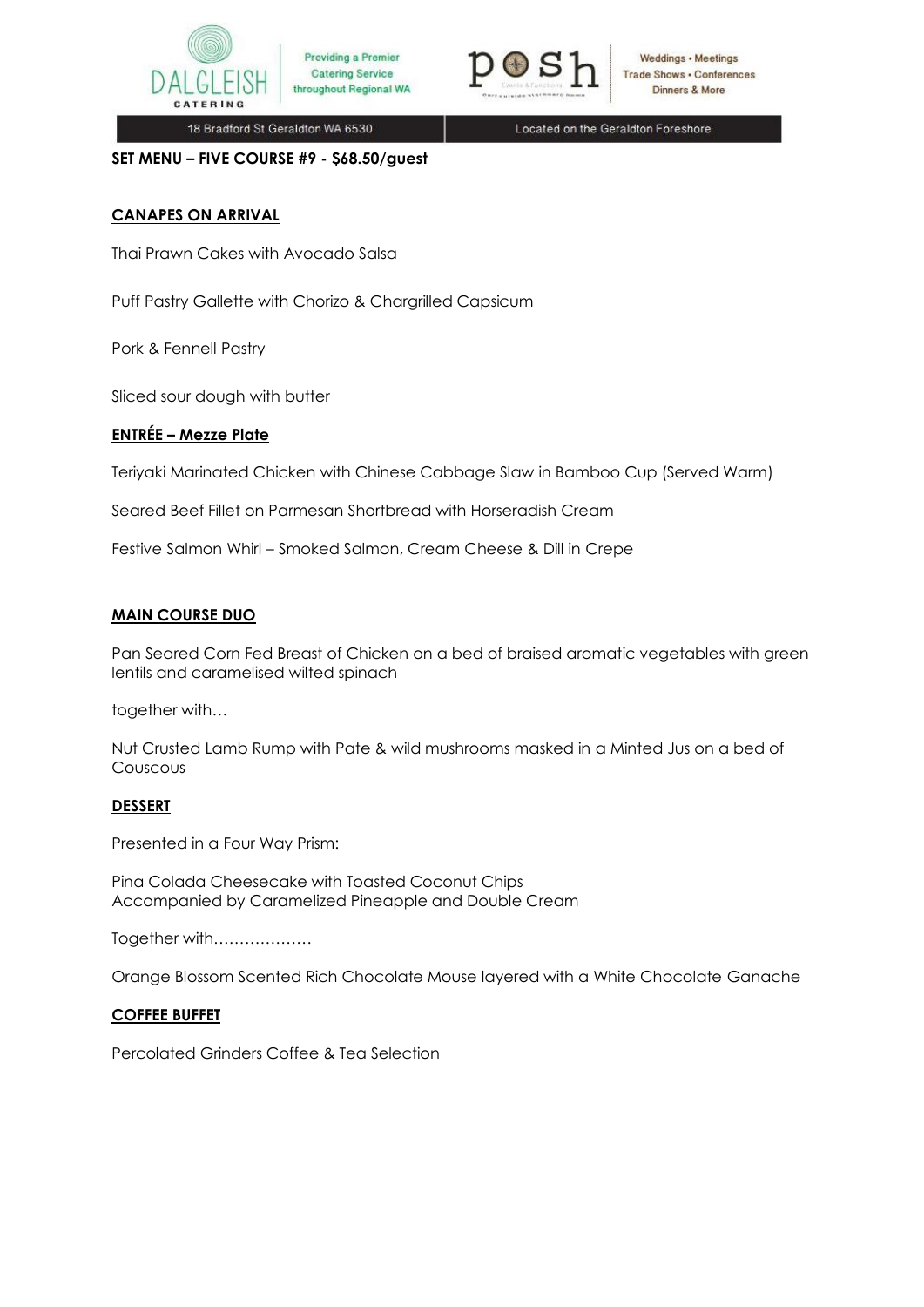**SET MENU – FIVE COURSE #9 - $68.50/guest**

**CANAPES ON ARRIVAL**

Thai Prawn Cakes with Avocado Salsa

Puff Pastry Gallette with Chorizo & Chargrilled Capsicum

Pork & Fennell Pastry

Sliced sour dough with butter

**ENTRÉE – Mezze Plate**

Teriyaki Marinated Chicken with Chinese Cabbage Slaw in Bamboo Cup (Served Warm)

Seared Beef Fillet on Parmesan Shortbread with Horseradish Cream

Festive Salmon Whirl – Smoked Salmon, Cream Cheese & Dill in Crepe

**MAIN COURSE DUO**

Pan Seared Corn Fed Breast of Chicken on a bed of braised aromatic vegetables with green lentils and caramelised wilted spinach

together with…

Nut Crusted Lamb Rump with Pate & wild mushrooms masked in a Minted Jus on a bed of Couscous

**DESSERT**

Presented in a Four Way Prism:

Pina Colada Cheesecake with Toasted Coconut Chips
Accompanied by Caramelized Pineapple and Double Cream

Together with……………….

Orange Blossom Scented Rich Chocolate Mouse layered with a White Chocolate Ganache

**COFFEE BUFFET**

Percolated Grinders Coffee & Tea Selection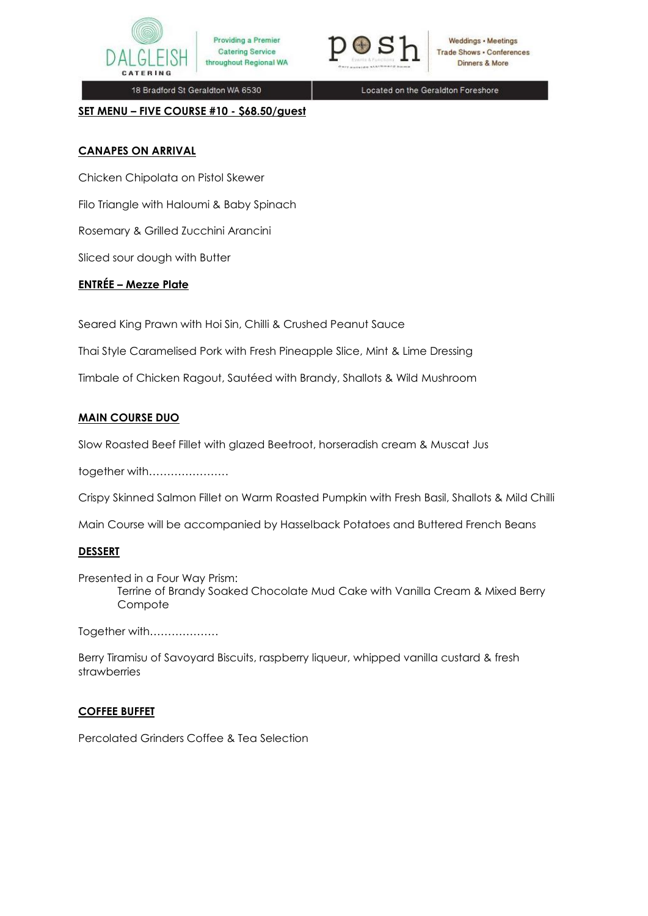**SET MENU – FIVE COURSE #10 - $68.50/guest**

**CANAPES ON ARRIVAL**

Chicken Chipolata on Pistol Skewer

Filo Triangle with Haloumi & Baby Spinach

Rosemary & Grilled Zucchini Arancini

Sliced sour dough with Butter

**ENTRÉE – Mezze Plate**

Seared King Prawn with Hoi Sin, Chilli & Crushed Peanut Sauce

Thai Style Caramelised Pork with Fresh Pineapple Slice, Mint & Lime Dressing

Timbale of Chicken Ragout, Sautéed with Brandy, Shallots & Wild Mushroom

**MAIN COURSE DUO**

Slow Roasted Beef Fillet with glazed Beetroot, horseradish cream & Muscat Jus

together with………………….

Crispy Skinned Salmon Fillet on Warm Roasted Pumpkin with Fresh Basil, Shallots & Mild Chilli

Main Course will be accompanied by Hasselback Potatoes and Buttered French Beans

**DESSERT**

Presented in a Four Way Prism:

Terrine of Brandy Soaked Chocolate Mud Cake with Vanilla Cream & Mixed Berry Compote

Together with……………….

Berry Tiramisu of Savoyard Biscuits, raspberry liqueur, whipped vanilla custard & fresh strawberries

**COFFEE BUFFET**

Percolated Grinders Coffee & Tea Selection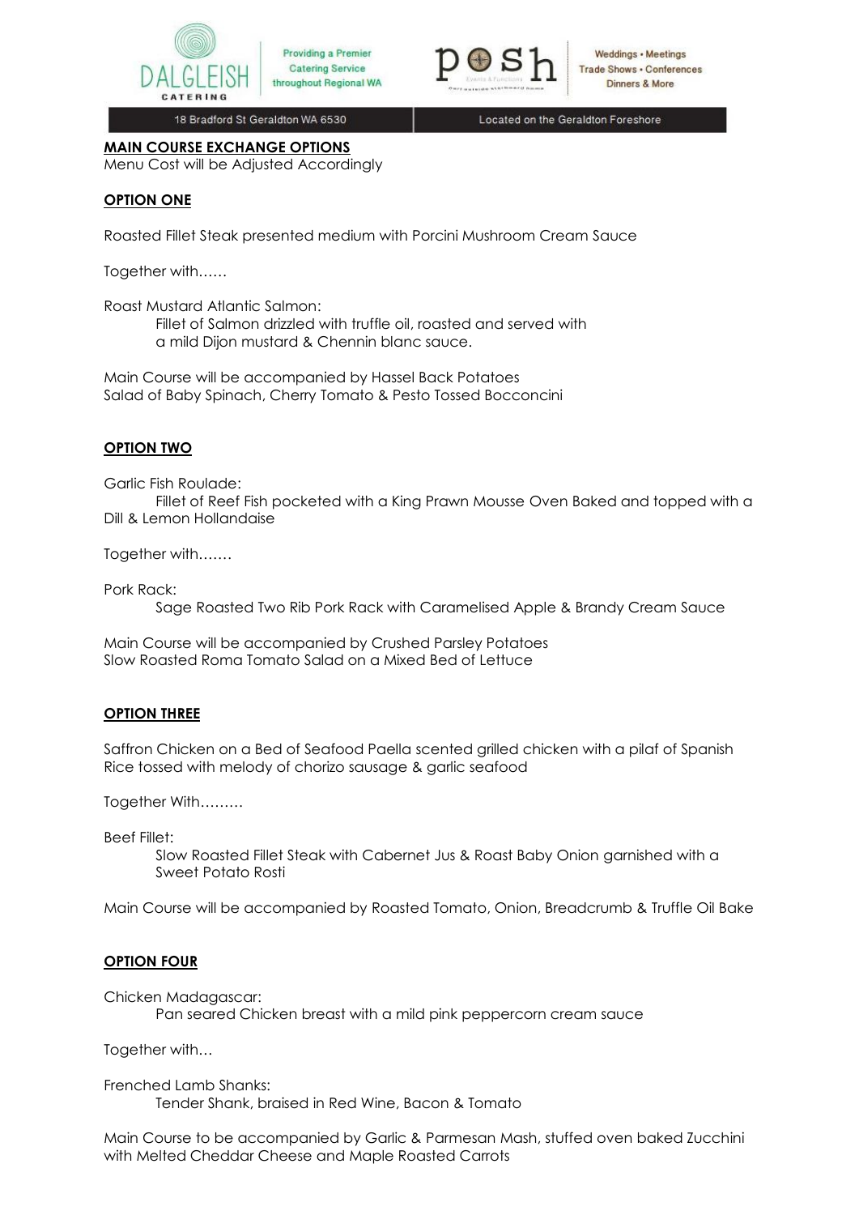## MAIN COURSE EXCHANGE OPTIONS

Menu Cost will be Adjusted Accordingly

### OPTION ONE

Roasted Fillet Steak presented medium with Porcini Mushroom Cream Sauce

Together with……

Roast Mustard Atlantic Salmon:
Fillet of Salmon drizzled with truffle oil, roasted and served with a mild Dijon mustard & Chennin blanc sauce.

Main Course will be accompanied by Hassel Back Potatoes
Salad of Baby Spinach, Cherry Tomato & Pesto Tossed Bocconcini

### OPTION TWO

Garlic Fish Roulade:
Fillet of Reef Fish pocketed with a King Prawn Mousse Oven Baked and topped with a Dill & Lemon Hollandaise

Together with…….

Pork Rack:
Sage Roasted Two Rib Pork Rack with Caramelised Apple & Brandy Cream Sauce

Main Course will be accompanied by Crushed Parsley Potatoes
Slow Roasted Roma Tomato Salad on a Mixed Bed of Lettuce

### OPTION THREE

Saffron Chicken on a Bed of Seafood Paella scented grilled chicken with a pilaf of Spanish Rice tossed with melody of chorizo sausage & garlic seafood

Together With………

Beef Fillet:
Slow Roasted Fillet Steak with Cabernet Jus & Roast Baby Onion garnished with a Sweet Potato Rosti

Main Course will be accompanied by Roasted Tomato, Onion, Breadcrumb & Truffle Oil Bake

### OPTION FOUR

Chicken Madagascar:
Pan seared Chicken breast with a mild pink peppercorn cream sauce

Together with…

Frenched Lamb Shanks:
Tender Shank, braised in Red Wine, Bacon & Tomato

Main Course to be accompanied by Garlic & Parmesan Mash, stuffed oven baked Zucchini with Melted Cheddar Cheese and Maple Roasted Carrots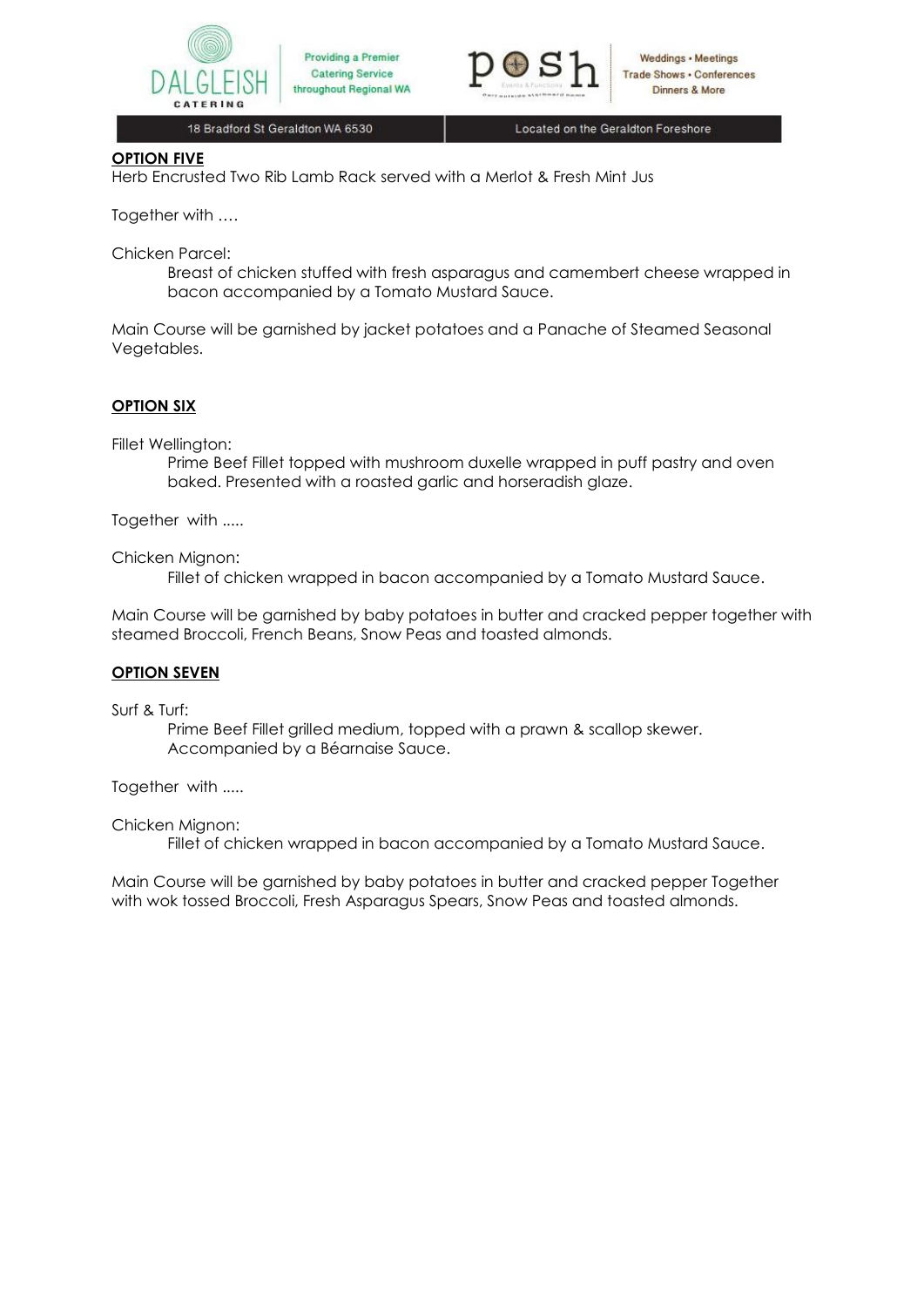**OPTION FIVE**

Herb Encrusted Two Rib Lamb Rack served with a Merlot & Fresh Mint Jus

Together with ….

Chicken Parcel:

Breast of chicken stuffed with fresh asparagus and camembert cheese wrapped in bacon accompanied by a Tomato Mustard Sauce.

Main Course will be garnished by jacket potatoes and a Panache of Steamed Seasonal Vegetables.

**OPTION SIX**

Fillet Wellington:

Prime Beef Fillet topped with mushroom duxelle wrapped in puff pastry and oven baked. Presented with a roasted garlic and horseradish glaze.

Together with .....

Chicken Mignon:

Fillet of chicken wrapped in bacon accompanied by a Tomato Mustard Sauce.

Main Course will be garnished by baby potatoes in butter and cracked pepper together with steamed Broccoli, French Beans, Snow Peas and toasted almonds.

**OPTION SEVEN**

Surf & Turf:

Prime Beef Fillet grilled medium, topped with a prawn & scallop skewer. Accompanied by a Béarnaise Sauce.

Together with .....

Chicken Mignon:

Fillet of chicken wrapped in bacon accompanied by a Tomato Mustard Sauce.

Main Course will be garnished by baby potatoes in butter and cracked pepper Together with wok tossed Broccoli, Fresh Asparagus Spears, Snow Peas and toasted almonds.